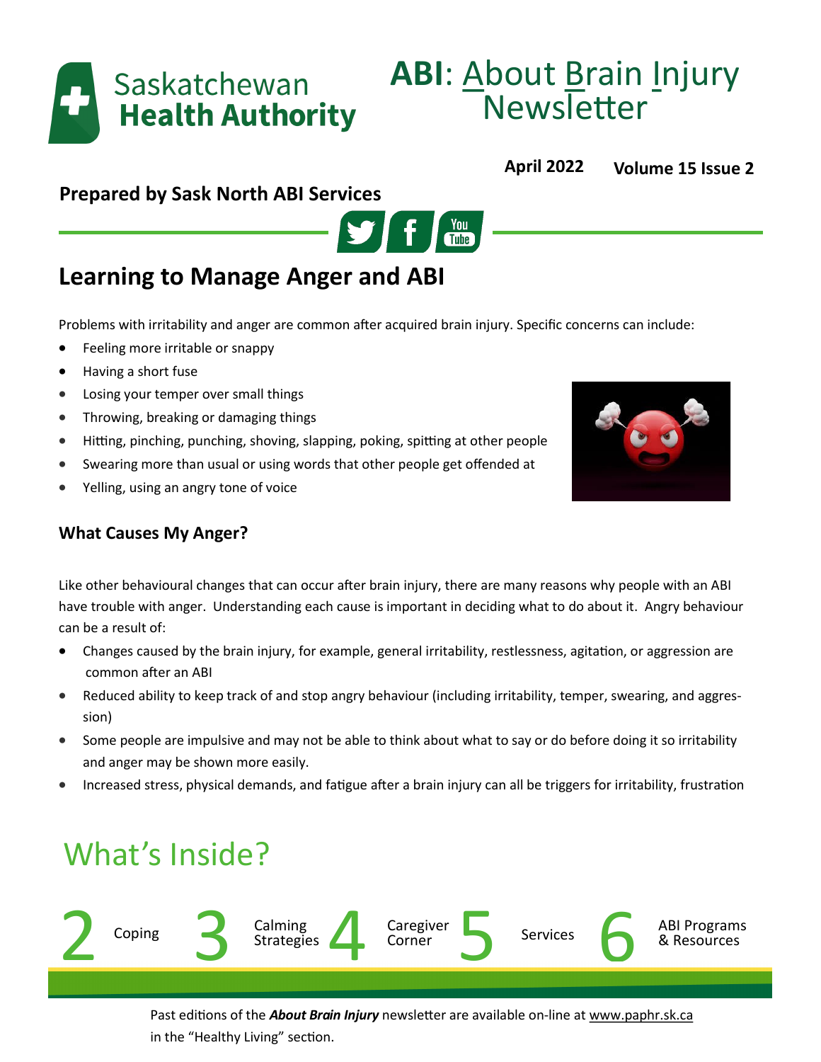Saskatchewan **Health Authority**

# ABI: About Brain Injury Newsletter

**April 2022** **Volume 15 Issue 2**

**Prepared by Sask North ABI Services**

## Learning to Manage Anger and ABI

Problems with irritability and anger are common after acquired brain injury. Specific concerns can include:

- Feeling more irritable or snappy
- Having a short fuse
- Losing your temper over small things
- Throwing, breaking or damaging things
- Hitting, pinching, punching, shoving, slapping, poking, spitting at other people
- Swearing more than usual or using words that other people get offended at
- Yelling, using an angry tone of voice

### What Causes My Anger?

Like other behavioural changes that can occur after brain injury, there are many reasons why people with an ABI have trouble with anger. Understanding each cause is important in deciding what to do about it. Angry behaviour can be a result of:

- Changes caused by the brain injury, for example, general irritability, restlessness, agitation, or aggression are common after an ABI
- Reduced ability to keep track of and stop angry behaviour (including irritability, temper, swearing, and aggression)
- Some people are impulsive and may not be able to think about what to say or do before doing it so irritability and anger may be shown more easily.
- Increased stress, physical demands, and fatigue after a brain injury can all be triggers for irritability, frustration

## What's Inside?

- 2 Coping
- 3 Calming Strategies
- 4 Caregiver Corner
- 5 Services
- 6 ABI Programs & Resources

Past editions of the ***About Brain Injury*** newsletter are available on-line at www.paphr.sk.ca in the "Healthy Living" section.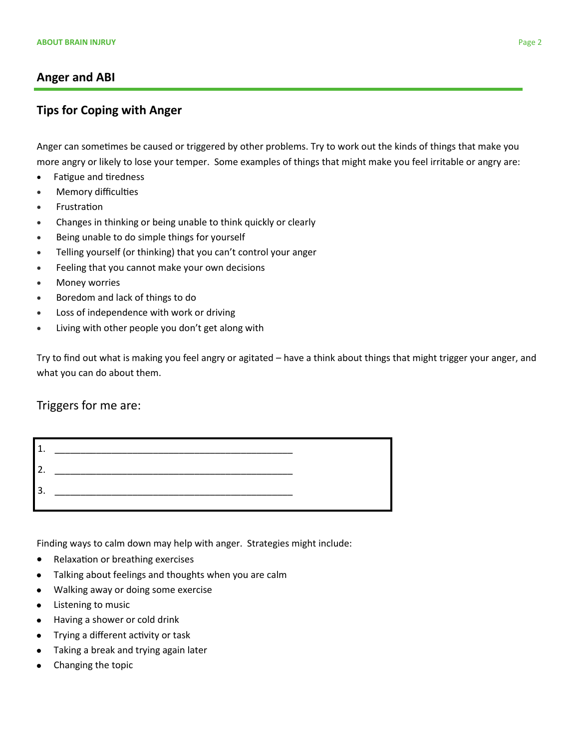## Anger and ABI

### Tips for Coping with Anger

Anger can sometimes be caused or triggered by other problems. Try to work out the kinds of things that make you more angry or likely to lose your temper. Some examples of things that might make you feel irritable or angry are:

- Fatigue and tiredness
- Memory difficulties
- Frustration
- Changes in thinking or being unable to think quickly or clearly
- Being unable to do simple things for yourself
- Telling yourself (or thinking) that you can't control your anger
- Feeling that you cannot make your own decisions
- Money worries
- Boredom and lack of things to do
- Loss of independence with work or driving
- Living with other people you don't get along with

Try to find out what is making you feel angry or agitated – have a think about things that might trigger your anger, and what you can do about them.

Triggers for me are:

1. ______________________________________________
2. ______________________________________________
3. ______________________________________________

Finding ways to calm down may help with anger. Strategies might include:

- Relaxation or breathing exercises
- Talking about feelings and thoughts when you are calm
- Walking away or doing some exercise
- Listening to music
- Having a shower or cold drink
- Trying a different activity or task
- Taking a break and trying again later
- Changing the topic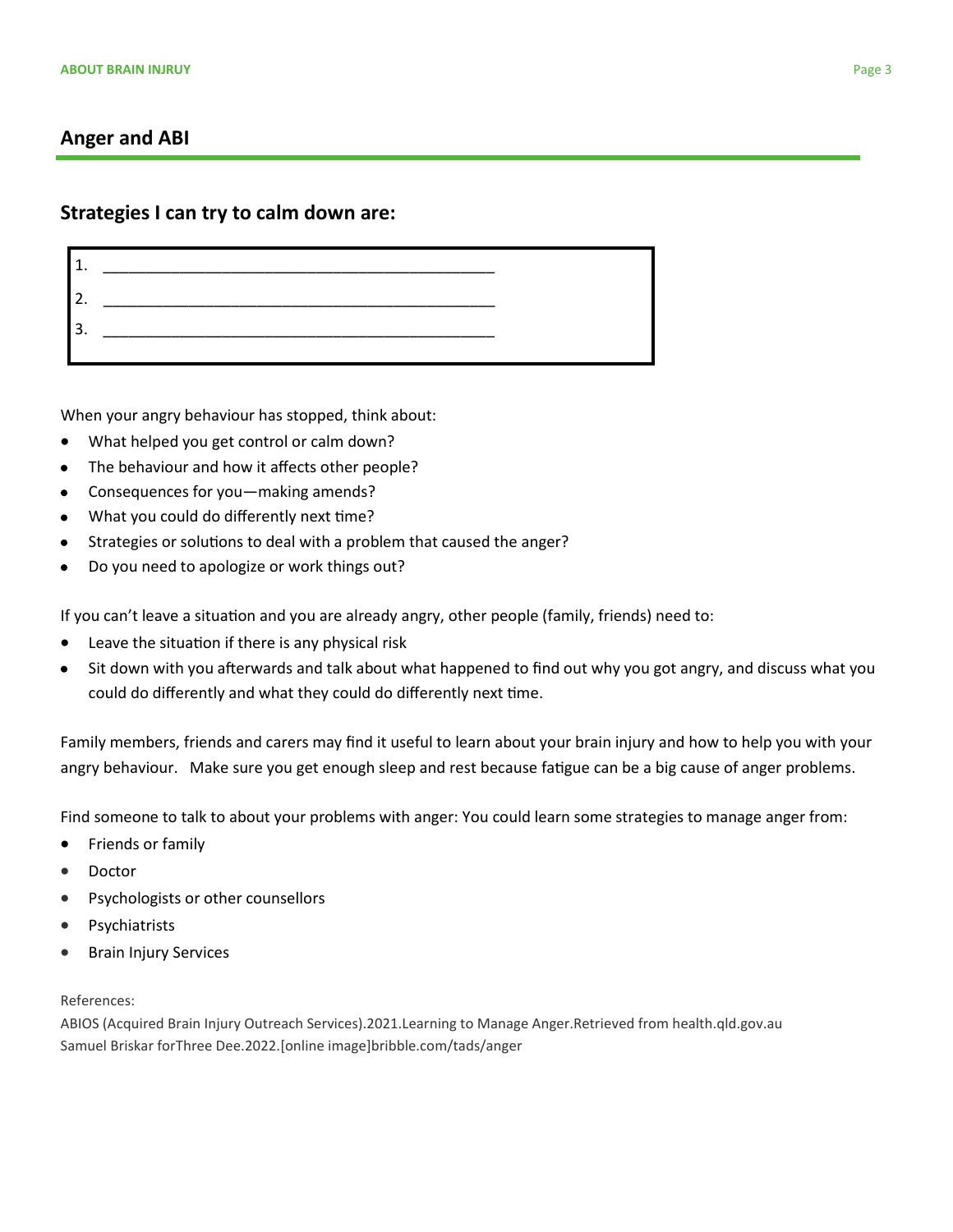## Anger and ABI

### Strategies I can try to calm down are:

1. _______________________________________________
2. _______________________________________________
3. _______________________________________________

When your angry behaviour has stopped, think about:

- What helped you get control or calm down?
- The behaviour and how it affects other people?
- Consequences for you—making amends?
- What you could do differently next time?
- Strategies or solutions to deal with a problem that caused the anger?
- Do you need to apologize or work things out?

If you can't leave a situation and you are already angry, other people (family, friends) need to:

- Leave the situation if there is any physical risk
- Sit down with you afterwards and talk about what happened to find out why you got angry, and discuss what you could do differently and what they could do differently next time.

Family members, friends and carers may find it useful to learn about your brain injury and how to help you with your angry behaviour. Make sure you get enough sleep and rest because fatigue can be a big cause of anger problems.

Find someone to talk to about your problems with anger: You could learn some strategies to manage anger from:

- Friends or family
- Doctor
- Psychologists or other counsellors
- Psychiatrists
- Brain Injury Services

References:

ABIOS (Acquired Brain Injury Outreach Services).2021.Learning to Manage Anger.Retrieved from health.qld.gov.au

Samuel Briskar forThree Dee.2022.[online image]bribble.com/tads/anger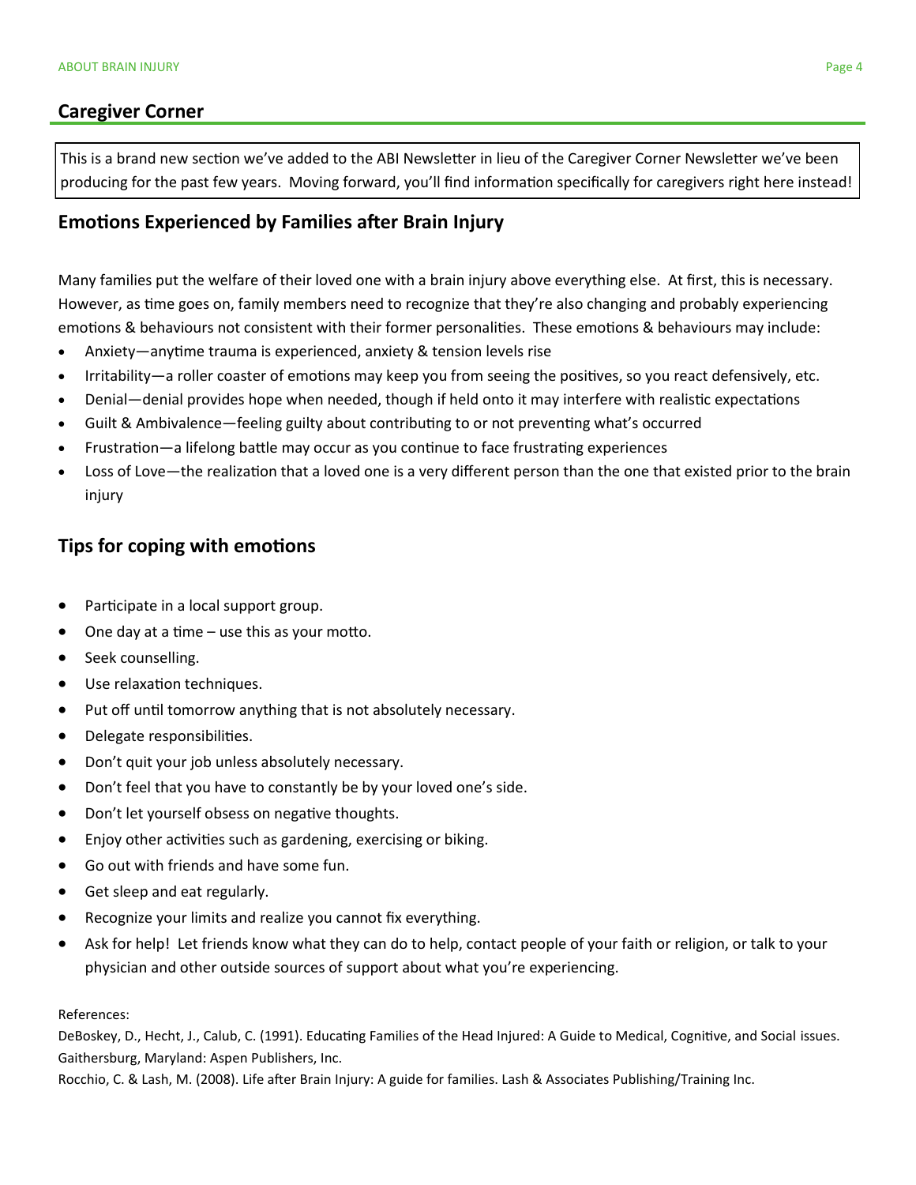## Caregiver Corner

This is a brand new section we've added to the ABI Newsletter in lieu of the Caregiver Corner Newsletter we've been producing for the past few years. Moving forward, you'll find information specifically for caregivers right here instead!

### Emotions Experienced by Families after Brain Injury

Many families put the welfare of their loved one with a brain injury above everything else. At first, this is necessary. However, as time goes on, family members need to recognize that they're also changing and probably experiencing emotions & behaviours not consistent with their former personalities. These emotions & behaviours may include:

- Anxiety—anytime trauma is experienced, anxiety & tension levels rise
- Irritability—a roller coaster of emotions may keep you from seeing the positives, so you react defensively, etc.
- Denial—denial provides hope when needed, though if held onto it may interfere with realistic expectations
- Guilt & Ambivalence—feeling guilty about contributing to or not preventing what's occurred
- Frustration—a lifelong battle may occur as you continue to face frustrating experiences
- Loss of Love—the realization that a loved one is a very different person than the one that existed prior to the brain injury

### Tips for coping with emotions

- Participate in a local support group.
- One day at a time – use this as your motto.
- Seek counselling.
- Use relaxation techniques.
- Put off until tomorrow anything that is not absolutely necessary.
- Delegate responsibilities.
- Don't quit your job unless absolutely necessary.
- Don't feel that you have to constantly be by your loved one's side.
- Don't let yourself obsess on negative thoughts.
- Enjoy other activities such as gardening, exercising or biking.
- Go out with friends and have some fun.
- Get sleep and eat regularly.
- Recognize your limits and realize you cannot fix everything.
- Ask for help! Let friends know what they can do to help, contact people of your faith or religion, or talk to your physician and other outside sources of support about what you're experiencing.

References:

DeBoskey, D., Hecht, J., Calub, C. (1991). Educating Families of the Head Injured: A Guide to Medical, Cognitive, and Social issues. Gaithersburg, Maryland: Aspen Publishers, Inc.

Rocchio, C. & Lash, M. (2008). Life after Brain Injury: A guide for families. Lash & Associates Publishing/Training Inc.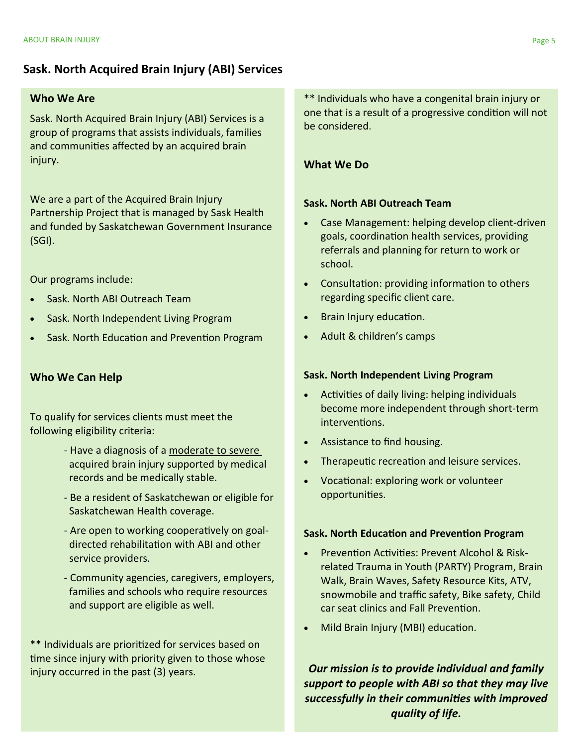## Sask. North Acquired Brain Injury (ABI) Services

### Who We Are

Sask. North Acquired Brain Injury (ABI) Services is a group of programs that assists individuals, families and communities affected by an acquired brain injury.

We are a part of the Acquired Brain Injury Partnership Project that is managed by Sask Health and funded by Saskatchewan Government Insurance (SGI).

Our programs include:

- Sask. North ABI Outreach Team
- Sask. North Independent Living Program
- Sask. North Education and Prevention Program

### Who We Can Help

To qualify for services clients must meet the following eligibility criteria:

- Have a diagnosis of a moderate to severe acquired brain injury supported by medical records and be medically stable.
- Be a resident of Saskatchewan or eligible for Saskatchewan Health coverage.
- Are open to working cooperatively on goal-directed rehabilitation with ABI and other service providers.
- Community agencies, caregivers, employers, families and schools who require resources and support are eligible as well.

** Individuals are prioritized for services based on time since injury with priority given to those whose injury occurred in the past (3) years.

** Individuals who have a congenital brain injury or one that is a result of a progressive condition will not be considered.

### What We Do

**Sask. North ABI Outreach Team**

- Case Management: helping develop client-driven goals, coordination health services, providing referrals and planning for return to work or school.
- Consultation: providing information to others regarding specific client care.
- Brain Injury education.
- Adult & children's camps

**Sask. North Independent Living Program**

- Activities of daily living: helping individuals become more independent through short-term interventions.
- Assistance to find housing.
- Therapeutic recreation and leisure services.
- Vocational: exploring work or volunteer opportunities.

**Sask. North Education and Prevention Program**

- Prevention Activities: Prevent Alcohol & Risk-related Trauma in Youth (PARTY) Program, Brain Walk, Brain Waves, Safety Resource Kits, ATV, snowmobile and traffic safety, Bike safety, Child car seat clinics and Fall Prevention.
- Mild Brain Injury (MBI) education.

***Our mission is to provide individual and family support to people with ABI so that they may live successfully in their communities with improved quality of life.***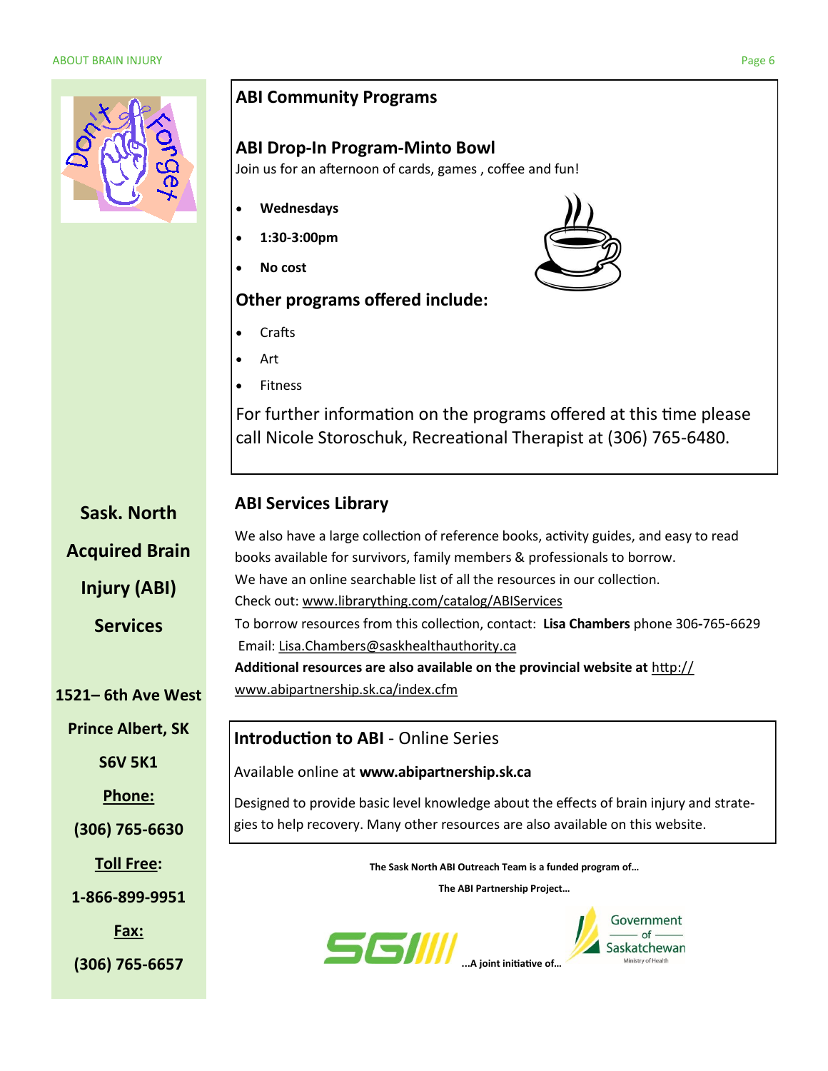## ABI Community Programs

### ABI Drop-In Program-Minto Bowl

Join us for an afternoon of cards, games , coffee and fun!

- **Wednesdays**
- **1:30-3:00pm**
- **No cost**

### Other programs offered include:

- Crafts
- Art
- Fitness

For further information on the programs offered at this time please call Nicole Storoschuk, Recreational Therapist at (306) 765-6480.

## ABI Services Library

We also have a large collection of reference books, activity guides, and easy to read books available for survivors, family members & professionals to borrow.

We have an online searchable list of all the resources in our collection.

Check out: www.librarything.com/catalog/ABIServices

To borrow resources from this collection, contact: **Lisa Chambers** phone 306-765-6629

Email: Lisa.Chambers@saskhealthauthority.ca

**Additional resources are also available on the provincial website at** http://www.abipartnership.sk.ca/index.cfm

## **Introduction to ABI** - Online Series

Available online at **www.abipartnership.sk.ca**

Designed to provide basic level knowledge about the effects of brain injury and strategies to help recovery. Many other resources are also available on this website.

**The Sask North ABI Outreach Team is a funded program of…**

**The ABI Partnership Project…**

SGI **…A joint initiative of…** Government of Saskatchewan Ministry of Health

---

**Sask. North Acquired Brain Injury (ABI) Services**

**1521– 6th Ave West**

**Prince Albert, SK**

**S6V 5K1**

**Phone:**

**(306) 765-6630**

**Toll Free:**

**1-866-899-9951**

**Fax:**

**(306) 765-6657**